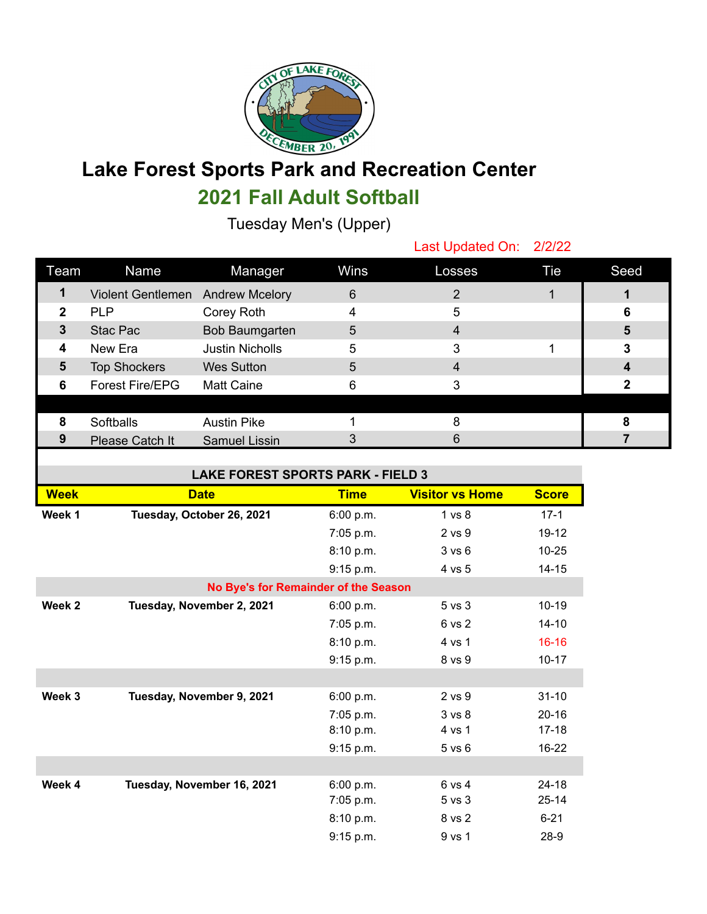# Lake Forest Sports Park and Recreation Center

## 2021 Fall Adult Softball

### Tuesday Men's (Upper)

Last Updated On: 2/2/22

| Team | Name | Manager | Wins | Losses | Tie | Seed |
|---|---|---|---|---|---|---|
| 1 | Violent Gentlemen | Andrew Mcelory | 6 | 2 | 1 | 1 |
| 2 | PLP | Corey Roth | 4 | 5 | | 6 |
| 3 | Stac Pac | Bob Baumgarten | 5 | 4 | | 5 |
| 4 | New Era | Justin Nicholls | 5 | 3 | 1 | 3 |
| 5 | Top Shockers | Wes Sutton | 5 | 4 | | 4 |
| 6 | Forest Fire/EPG | Matt Caine | 6 | 3 | | 2 |
| | | | | | | |
| 8 | Softballs | Austin Pike | 1 | 8 | | 8 |
| 9 | Please Catch It | Samuel Lissin | 3 | 6 | | 7 |

**LAKE FOREST SPORTS PARK - FIELD 3**

| Week | Date | Time | Visitor vs Home | Score |
|---|---|---|---|---|
| **Week 1** | **Tuesday, October 26, 2021** | 6:00 p.m. | 1 vs 8 | 17-1 |
| | | 7:05 p.m. | 2 vs 9 | 19-12 |
| | | 8:10 p.m. | 3 vs 6 | 10-25 |
| | | 9:15 p.m. | 4 vs 5 | 14-15 |
| | **No Bye's for Remainder of the Season** | | | |
| **Week 2** | **Tuesday, November 2, 2021** | 6:00 p.m. | 5 vs 3 | 10-19 |
| | | 7:05 p.m. | 6 vs 2 | 14-10 |
| | | 8:10 p.m. | 4 vs 1 | 16-16 |
| | | 9:15 p.m. | 8 vs 9 | 10-17 |
| | | | | |
| **Week 3** | **Tuesday, November 9, 2021** | 6:00 p.m. | 2 vs 9 | 31-10 |
| | | 7:05 p.m. | 3 vs 8 | 20-16 |
| | | 8:10 p.m. | 4 vs 1 | 17-18 |
| | | 9:15 p.m. | 5 vs 6 | 16-22 |
| | | | | |
| **Week 4** | **Tuesday, November 16, 2021** | 6:00 p.m. | 6 vs 4 | 24-18 |
| | | 7:05 p.m. | 5 vs 3 | 25-14 |
| | | 8:10 p.m. | 8 vs 2 | 6-21 |
| | | 9:15 p.m. | 9 vs 1 | 28-9 |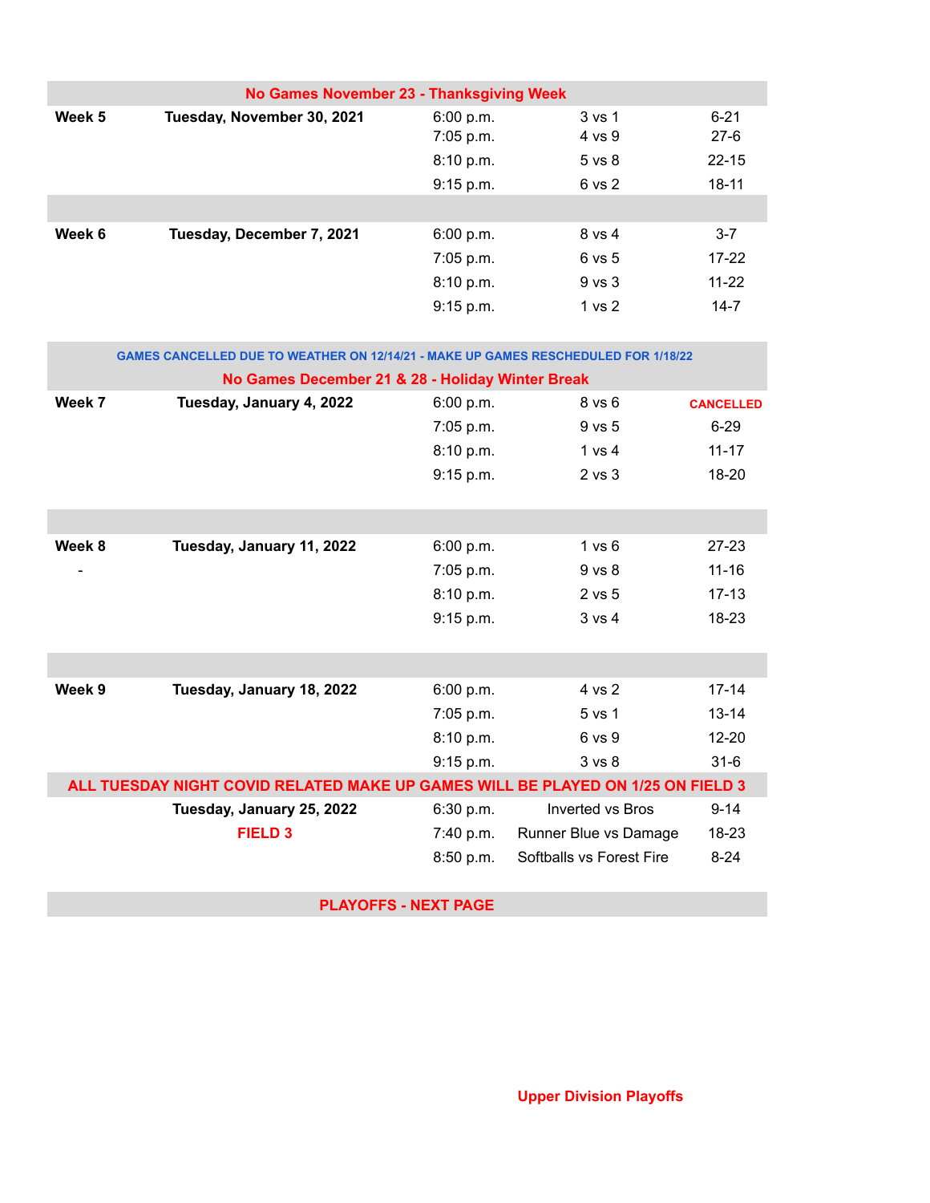| | | | | |
|---|---|---|---|---|
| **No Games November 23 - Thanksgiving Week** | | | | |
| **Week 5** | **Tuesday, November 30, 2021** | 6:00 p.m. | 3 vs 1 | 6-21 |
| | | 7:05 p.m. | 4 vs 9 | 27-6 |
| | | 8:10 p.m. | 5 vs 8 | 22-15 |
| | | 9:15 p.m. | 6 vs 2 | 18-11 |
| | | | | |
| **Week 6** | **Tuesday, December 7, 2021** | 6:00 p.m. | 8 vs 4 | 3-7 |
| | | 7:05 p.m. | 6 vs 5 | 17-22 |
| | | 8:10 p.m. | 9 vs 3 | 11-22 |
| | | 9:15 p.m. | 1 vs 2 | 14-7 |
| **GAMES CANCELLED DUE TO WEATHER ON 12/14/21 - MAKE UP GAMES RESCHEDULED FOR 1/18/22** | | | | |
| **No Games December 21 & 28 - Holiday Winter Break** | | | | |
| **Week 7** | **Tuesday, January 4, 2022** | 6:00 p.m. | 8 vs 6 | **CANCELLED** |
| | | 7:05 p.m. | 9 vs 5 | 6-29 |
| | | 8:10 p.m. | 1 vs 4 | 11-17 |
| | | 9:15 p.m. | 2 vs 3 | 18-20 |
| | | | | |
| **Week 8** | **Tuesday, January 11, 2022** | 6:00 p.m. | 1 vs 6 | 27-23 |
| - | | 7:05 p.m. | 9 vs 8 | 11-16 |
| | | 8:10 p.m. | 2 vs 5 | 17-13 |
| | | 9:15 p.m. | 3 vs 4 | 18-23 |
| | | | | |
| **Week 9** | **Tuesday, January 18, 2022** | 6:00 p.m. | 4 vs 2 | 17-14 |
| | | 7:05 p.m. | 5 vs 1 | 13-14 |
| | | 8:10 p.m. | 6 vs 9 | 12-20 |
| | | 9:15 p.m. | 3 vs 8 | 31-6 |
| **ALL TUESDAY NIGHT COVID RELATED MAKE UP GAMES WILL BE PLAYED ON 1/25 ON FIELD 3** | | | | |
| | **Tuesday, January 25, 2022** | 6:30 p.m. | Inverted vs Bros | 9-14 |
| | **FIELD 3** | 7:40 p.m. | Runner Blue vs Damage | 18-23 |
| | | 8:50 p.m. | Softballs vs Forest Fire | 8-24 |
| **PLAYOFFS - NEXT PAGE** | | | | |

**Upper Division Playoffs**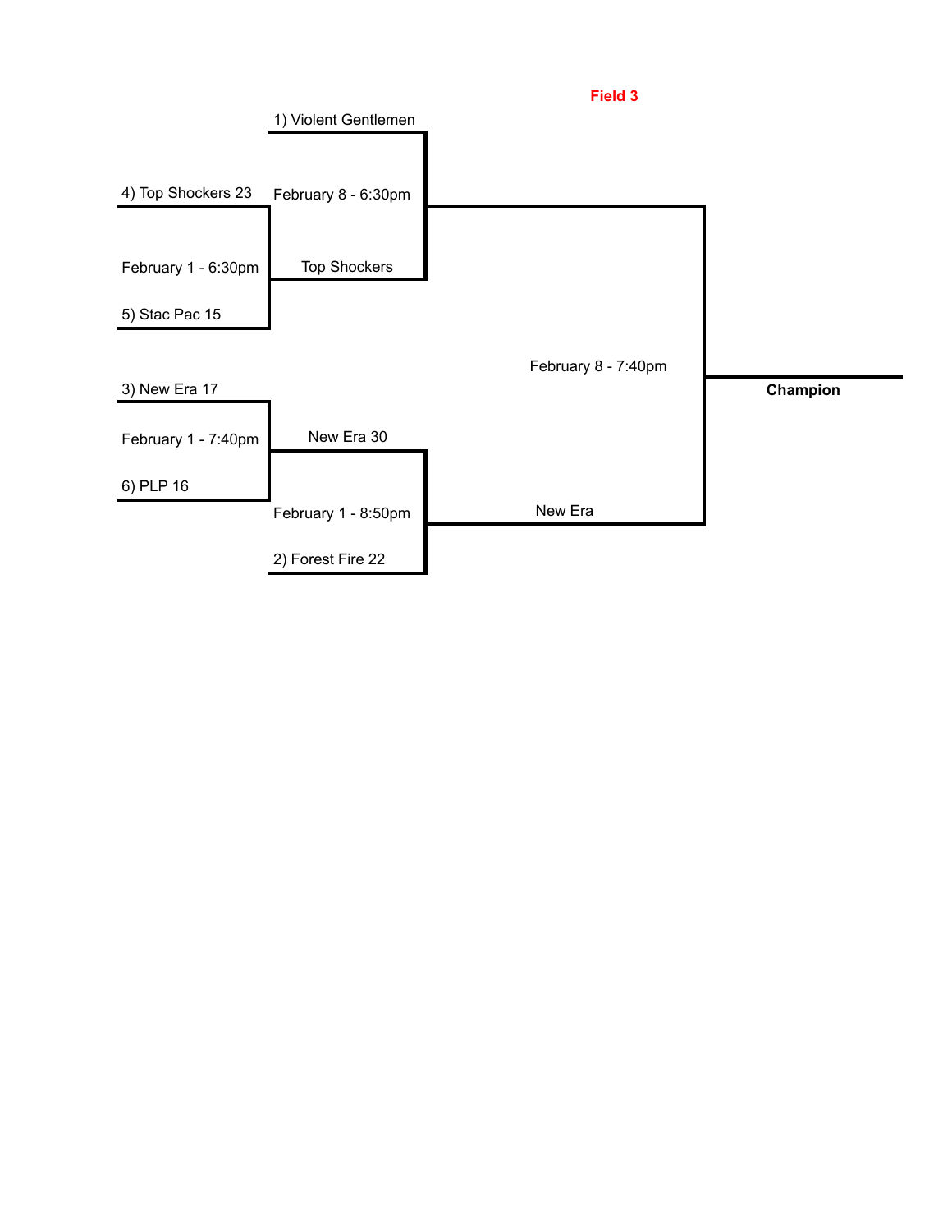**Field 3**

1) Violent Gentlemen

4) Top Shockers 23

February 8 - 6:30pm

February 1 - 6:30pm

Top Shockers

5) Stac Pac 15

February 8 - 7:40pm

3) New Era 17

**Champion**

February 1 - 7:40pm

New Era 30

6) PLP 16

February 1 - 8:50pm

New Era

2) Forest Fire 22